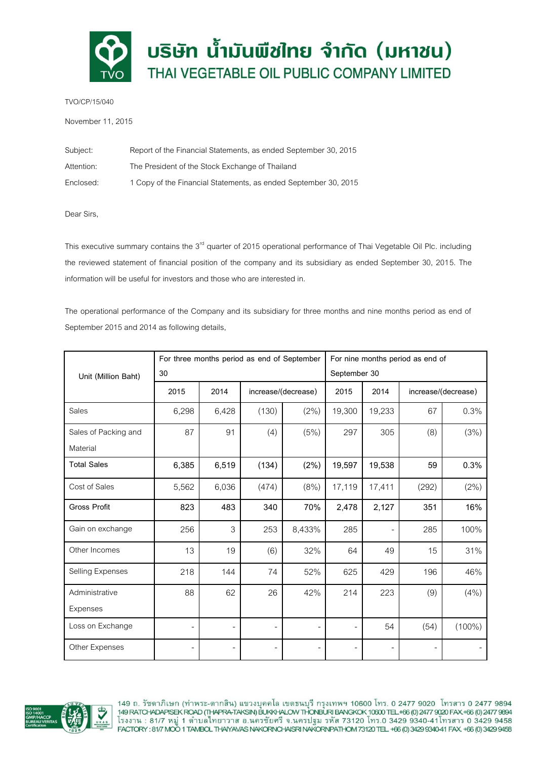# บริษัท น้ำมันพืชไทย จำกัด (มหาชน)
# THAI VEGETABLE OIL PUBLIC COMPANY LIMITED

TVO/CP/15/040

November 11, 2015

Subject: Report of the Financial Statements, as ended September 30, 2015

Attention: The President of the Stock Exchange of Thailand

Enclosed: 1 Copy of the Financial Statements, as ended September 30, 2015

Dear Sirs,

This executive summary contains the 3rd quarter of 2015 operational performance of Thai Vegetable Oil Plc. including the reviewed statement of financial position of the company and its subsidiary as ended September 30, 2015. The information will be useful for investors and those who are interested in.

The operational performance of the Company and its subsidiary for three months and nine months period as end of September 2015 and 2014 as following details,

| Unit (Million Baht) | For three months period as end of September 30 | | | | For nine months period as end of September 30 | | | |
|---|---|---|---|---|---|---|---|---|
| | 2015 | 2014 | increase/(decrease) | | 2015 | 2014 | increase/(decrease) | |
| Sales | 6,298 | 6,428 | (130) | (2%) | 19,300 | 19,233 | 67 | 0.3% |
| Sales of Packing and Material | 87 | 91 | (4) | (5%) | 297 | 305 | (8) | (3%) |
| **Total Sales** | **6,385** | **6,519** | **(134)** | **(2%)** | **19,597** | **19,538** | **59** | **0.3%** |
| Cost of Sales | 5,562 | 6,036 | (474) | (8%) | 17,119 | 17,411 | (292) | (2%) |
| **Gross Profit** | **823** | **483** | **340** | **70%** | **2,478** | **2,127** | **351** | **16%** |
| Gain on exchange | 256 | 3 | 253 | 8,433% | 285 | - | 285 | 100% |
| Other Incomes | 13 | 19 | (6) | 32% | 64 | 49 | 15 | 31% |
| Selling Expenses | 218 | 144 | 74 | 52% | 625 | 429 | 196 | 46% |
| Administrative Expenses | 88 | 62 | 26 | 42% | 214 | 223 | (9) | (4%) |
| Loss on Exchange | - | - | - | - | - | 54 | (54) | (100%) |
| Other Expenses | - | - | - | - | - | - | - | - |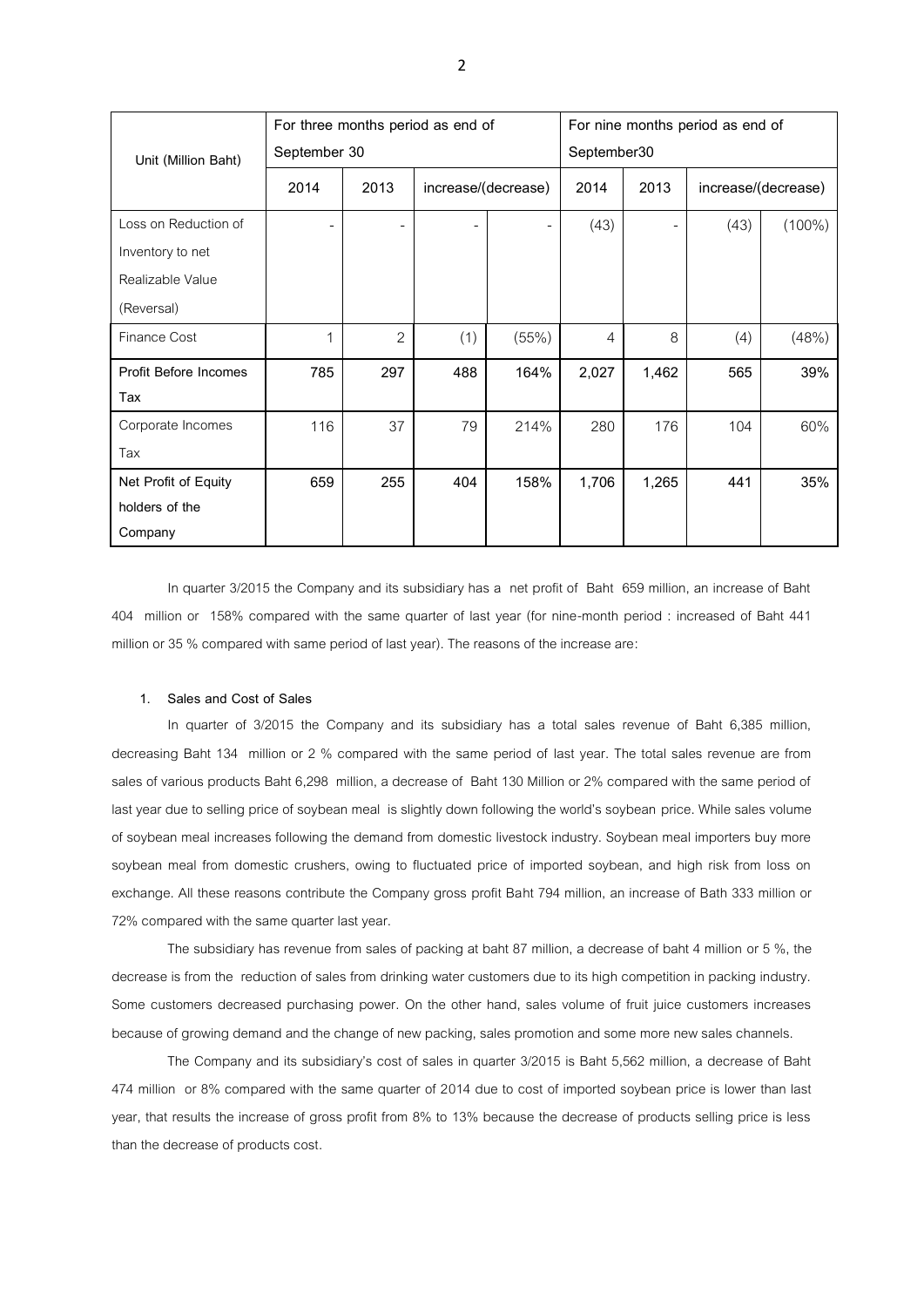| Unit (Million Baht) | For three months period as end of September 30 | | | | For nine months period as end of September30 | | | |
|---|---|---|---|---|---|---|---|---|
| | 2014 | 2013 | increase/(decrease) | | 2014 | 2013 | increase/(decrease) | |
| Loss on Reduction of Inventory to net Realizable Value (Reversal) | - | - | - | - | (43) | - | (43) | (100%) |
| Finance Cost | 1 | 2 | (1) | (55%) | 4 | 8 | (4) | (48%) |
| **Profit Before Incomes Tax** | **785** | **297** | **488** | **164%** | **2,027** | **1,462** | **565** | **39%** |
| Corporate Incomes Tax | 116 | 37 | 79 | 214% | 280 | 176 | 104 | 60% |
| **Net Profit of Equity holders of the Company** | **659** | **255** | **404** | **158%** | **1,706** | **1,265** | **441** | **35%** |

In quarter 3/2015 the Company and its subsidiary has a net profit of Baht 659 million, an increase of Baht 404 million or 158% compared with the same quarter of last year (for nine-month period : increased of Baht 441 million or 35 % compared with same period of last year). The reasons of the increase are:

**1. Sales and Cost of Sales**

In quarter of 3/2015 the Company and its subsidiary has a total sales revenue of Baht 6,385 million, decreasing Baht 134 million or 2 % compared with the same period of last year. The total sales revenue are from sales of various products Baht 6,298 million, a decrease of Baht 130 Million or 2% compared with the same period of last year due to selling price of soybean meal is slightly down following the world's soybean price. While sales volume of soybean meal increases following the demand from domestic livestock industry. Soybean meal importers buy more soybean meal from domestic crushers, owing to fluctuated price of imported soybean, and high risk from loss on exchange. All these reasons contribute the Company gross profit Baht 794 million, an increase of Bath 333 million or 72% compared with the same quarter last year.

The subsidiary has revenue from sales of packing at baht 87 million, a decrease of baht 4 million or 5 %, the decrease is from the reduction of sales from drinking water customers due to its high competition in packing industry. Some customers decreased purchasing power. On the other hand, sales volume of fruit juice customers increases because of growing demand and the change of new packing, sales promotion and some more new sales channels.

The Company and its subsidiary's cost of sales in quarter 3/2015 is Baht 5,562 million, a decrease of Baht 474 million or 8% compared with the same quarter of 2014 due to cost of imported soybean price is lower than last year, that results the increase of gross profit from 8% to 13% because the decrease of products selling price is less than the decrease of products cost.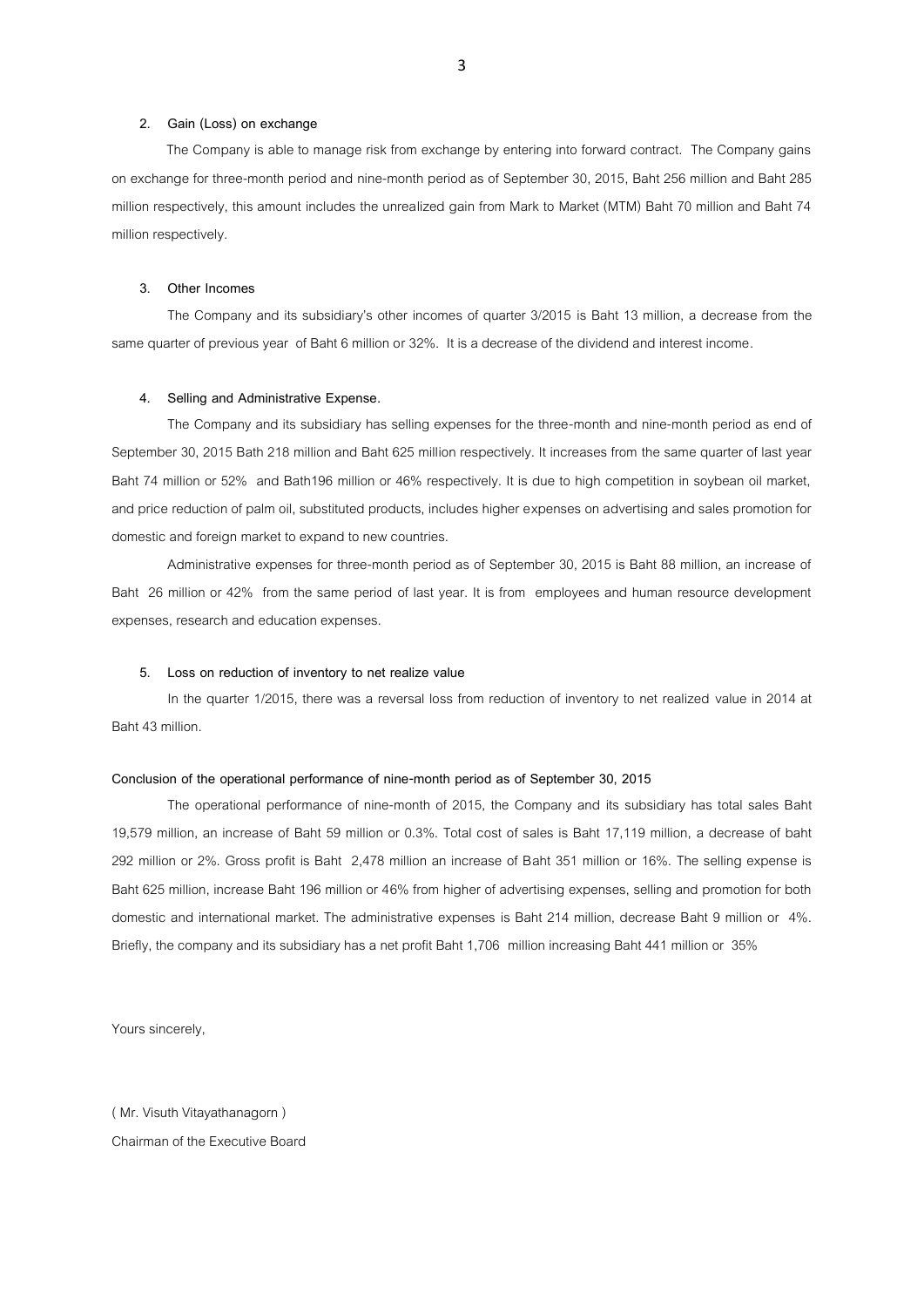**2. Gain (Loss) on exchange**

The Company is able to manage risk from exchange by entering into forward contract. The Company gains on exchange for three-month period and nine-month period as of September 30, 2015, Baht 256 million and Baht 285 million respectively, this amount includes the unrealized gain from Mark to Market (MTM) Baht 70 million and Baht 74 million respectively.

**3. Other Incomes**

The Company and its subsidiary's other incomes of quarter 3/2015 is Baht 13 million, a decrease from the same quarter of previous year of Baht 6 million or 32%. It is a decrease of the dividend and interest income.

**4. Selling and Administrative Expense.**

The Company and its subsidiary has selling expenses for the three-month and nine-month period as end of September 30, 2015 Bath 218 million and Baht 625 million respectively. It increases from the same quarter of last year Baht 74 million or 52% and Bath196 million or 46% respectively. It is due to high competition in soybean oil market, and price reduction of palm oil, substituted products, includes higher expenses on advertising and sales promotion for domestic and foreign market to expand to new countries.

Administrative expenses for three-month period as of September 30, 2015 is Baht 88 million, an increase of Baht 26 million or 42% from the same period of last year. It is from employees and human resource development expenses, research and education expenses.

**5. Loss on reduction of inventory to net realize value**

In the quarter 1/2015, there was a reversal loss from reduction of inventory to net realized value in 2014 at Baht 43 million.

**Conclusion of the operational performance of nine-month period as of September 30, 2015**

The operational performance of nine-month of 2015, the Company and its subsidiary has total sales Baht 19,579 million, an increase of Baht 59 million or 0.3%. Total cost of sales is Baht 17,119 million, a decrease of baht 292 million or 2%. Gross profit is Baht 2,478 million an increase of Baht 351 million or 16%. The selling expense is Baht 625 million, increase Baht 196 million or 46% from higher of advertising expenses, selling and promotion for both domestic and international market. The administrative expenses is Baht 214 million, decrease Baht 9 million or 4%. Briefly, the company and its subsidiary has a net profit Baht 1,706 million increasing Baht 441 million or 35%

Yours sincerely,

( Mr. Visuth Vitayathanagorn )

Chairman of the Executive Board